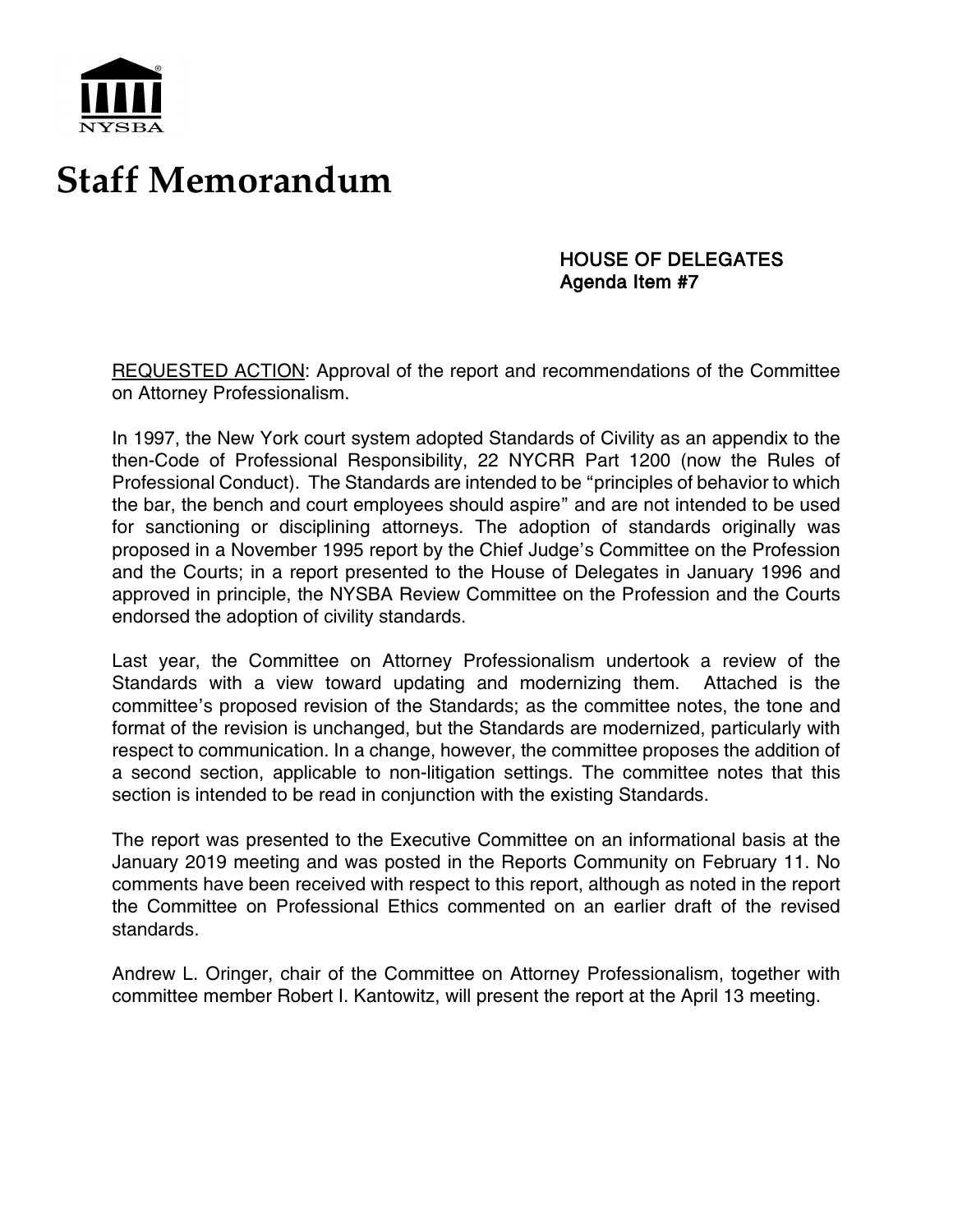NYSBA

# Staff Memorandum

**HOUSE OF DELEGATES**
**Agenda Item #7**

REQUESTED ACTION: Approval of the report and recommendations of the Committee on Attorney Professionalism.

In 1997, the New York court system adopted Standards of Civility as an appendix to the then-Code of Professional Responsibility, 22 NYCRR Part 1200 (now the Rules of Professional Conduct). The Standards are intended to be "principles of behavior to which the bar, the bench and court employees should aspire" and are not intended to be used for sanctioning or disciplining attorneys. The adoption of standards originally was proposed in a November 1995 report by the Chief Judge's Committee on the Profession and the Courts; in a report presented to the House of Delegates in January 1996 and approved in principle, the NYSBA Review Committee on the Profession and the Courts endorsed the adoption of civility standards.

Last year, the Committee on Attorney Professionalism undertook a review of the Standards with a view toward updating and modernizing them. Attached is the committee's proposed revision of the Standards; as the committee notes, the tone and format of the revision is unchanged, but the Standards are modernized, particularly with respect to communication. In a change, however, the committee proposes the addition of a second section, applicable to non-litigation settings. The committee notes that this section is intended to be read in conjunction with the existing Standards.

The report was presented to the Executive Committee on an informational basis at the January 2019 meeting and was posted in the Reports Community on February 11. No comments have been received with respect to this report, although as noted in the report the Committee on Professional Ethics commented on an earlier draft of the revised standards.

Andrew L. Oringer, chair of the Committee on Attorney Professionalism, together with committee member Robert I. Kantowitz, will present the report at the April 13 meeting.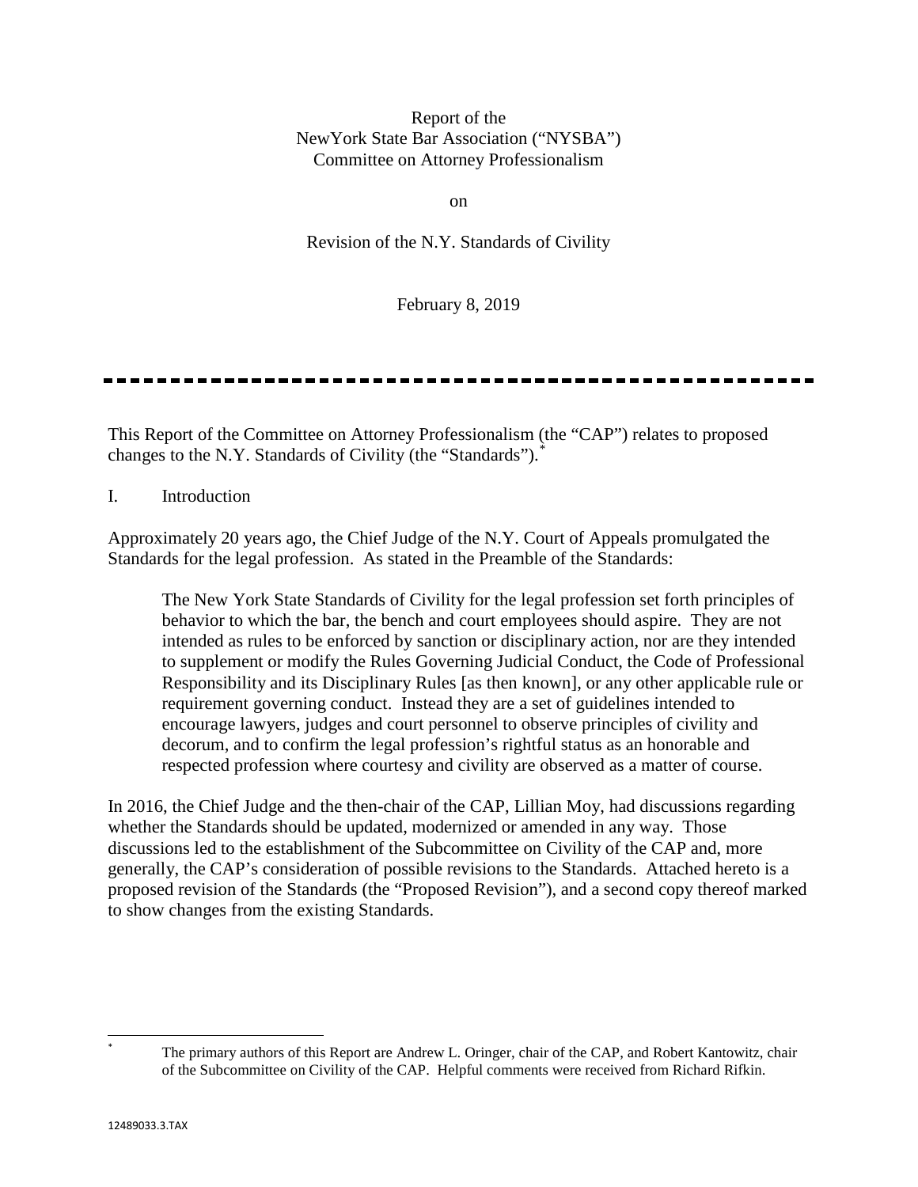Report of the
NewYork State Bar Association ("NYSBA")
Committee on Attorney Professionalism

on

Revision of the N.Y. Standards of Civility

February 8, 2019

---

This Report of the Committee on Attorney Professionalism (the "CAP") relates to proposed changes to the N.Y. Standards of Civility (the "Standards").*

I. Introduction

Approximately 20 years ago, the Chief Judge of the N.Y. Court of Appeals promulgated the Standards for the legal profession. As stated in the Preamble of the Standards:

> The New York State Standards of Civility for the legal profession set forth principles of behavior to which the bar, the bench and court employees should aspire. They are not intended as rules to be enforced by sanction or disciplinary action, nor are they intended to supplement or modify the Rules Governing Judicial Conduct, the Code of Professional Responsibility and its Disciplinary Rules [as then known], or any other applicable rule or requirement governing conduct. Instead they are a set of guidelines intended to encourage lawyers, judges and court personnel to observe principles of civility and decorum, and to confirm the legal profession's rightful status as an honorable and respected profession where courtesy and civility are observed as a matter of course.

In 2016, the Chief Judge and the then-chair of the CAP, Lillian Moy, had discussions regarding whether the Standards should be updated, modernized or amended in any way. Those discussions led to the establishment of the Subcommittee on Civility of the CAP and, more generally, the CAP's consideration of possible revisions to the Standards. Attached hereto is a proposed revision of the Standards (the "Proposed Revision"), and a second copy thereof marked to show changes from the existing Standards.

---

* The primary authors of this Report are Andrew L. Oringer, chair of the CAP, and Robert Kantowitz, chair of the Subcommittee on Civility of the CAP. Helpful comments were received from Richard Rifkin.

12489033.3.TAX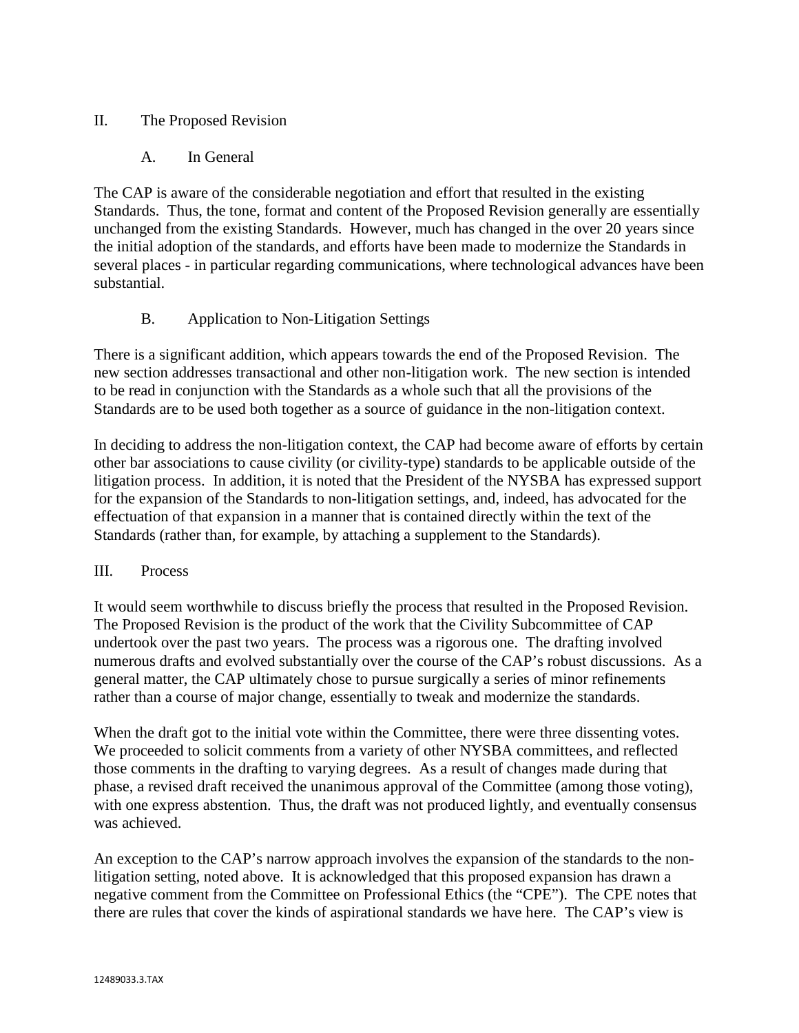## II. The Proposed Revision

### A. In General

The CAP is aware of the considerable negotiation and effort that resulted in the existing Standards. Thus, the tone, format and content of the Proposed Revision generally are essentially unchanged from the existing Standards. However, much has changed in the over 20 years since the initial adoption of the standards, and efforts have been made to modernize the Standards in several places - in particular regarding communications, where technological advances have been substantial.

### B. Application to Non-Litigation Settings

There is a significant addition, which appears towards the end of the Proposed Revision. The new section addresses transactional and other non-litigation work. The new section is intended to be read in conjunction with the Standards as a whole such that all the provisions of the Standards are to be used both together as a source of guidance in the non-litigation context.

In deciding to address the non-litigation context, the CAP had become aware of efforts by certain other bar associations to cause civility (or civility-type) standards to be applicable outside of the litigation process. In addition, it is noted that the President of the NYSBA has expressed support for the expansion of the Standards to non-litigation settings, and, indeed, has advocated for the effectuation of that expansion in a manner that is contained directly within the text of the Standards (rather than, for example, by attaching a supplement to the Standards).

## III. Process

It would seem worthwhile to discuss briefly the process that resulted in the Proposed Revision. The Proposed Revision is the product of the work that the Civility Subcommittee of CAP undertook over the past two years. The process was a rigorous one. The drafting involved numerous drafts and evolved substantially over the course of the CAP's robust discussions. As a general matter, the CAP ultimately chose to pursue surgically a series of minor refinements rather than a course of major change, essentially to tweak and modernize the standards.

When the draft got to the initial vote within the Committee, there were three dissenting votes. We proceeded to solicit comments from a variety of other NYSBA committees, and reflected those comments in the drafting to varying degrees. As a result of changes made during that phase, a revised draft received the unanimous approval of the Committee (among those voting), with one express abstention. Thus, the draft was not produced lightly, and eventually consensus was achieved.

An exception to the CAP's narrow approach involves the expansion of the standards to the non-litigation setting, noted above. It is acknowledged that this proposed expansion has drawn a negative comment from the Committee on Professional Ethics (the "CPE"). The CPE notes that there are rules that cover the kinds of aspirational standards we have here. The CAP's view is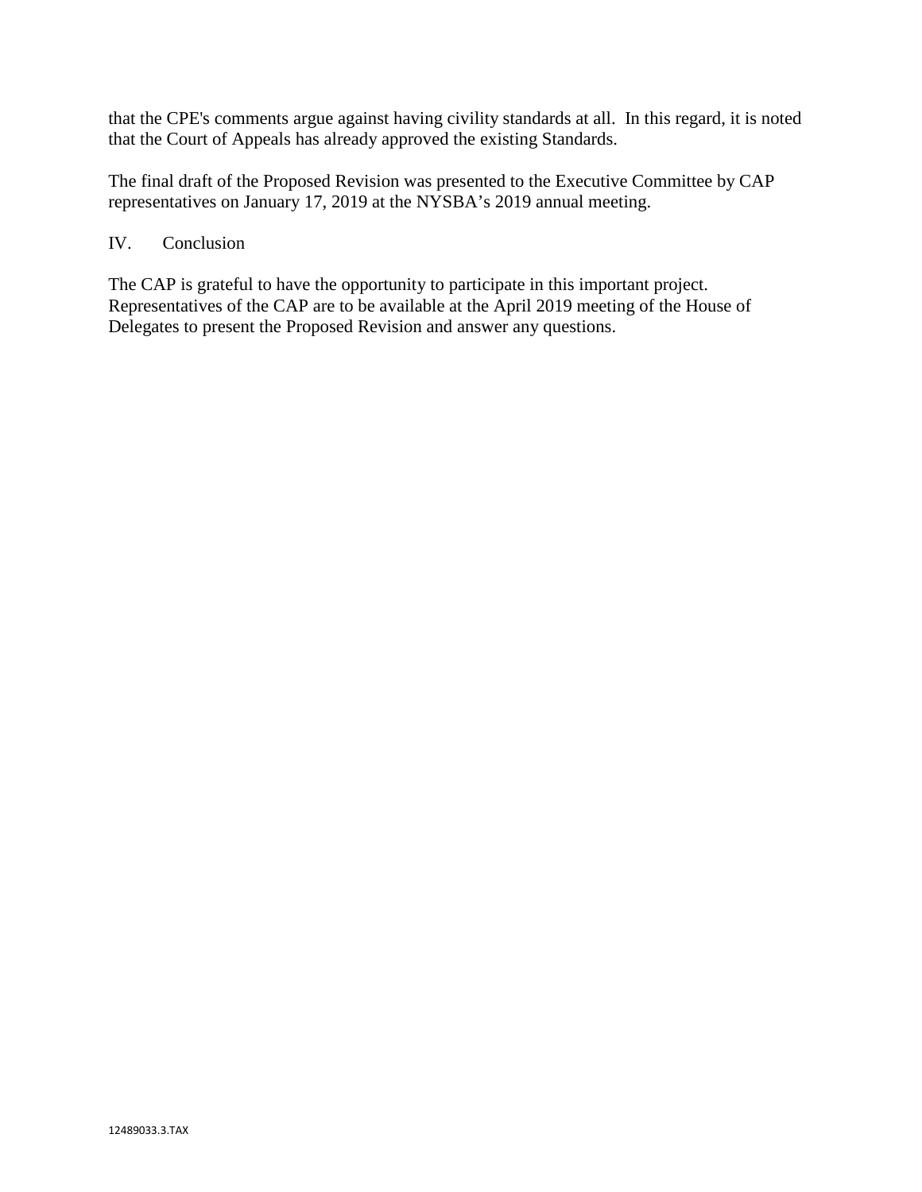that the CPE's comments argue against having civility standards at all. In this regard, it is noted that the Court of Appeals has already approved the existing Standards.

The final draft of the Proposed Revision was presented to the Executive Committee by CAP representatives on January 17, 2019 at the NYSBA's 2019 annual meeting.

## IV. Conclusion

The CAP is grateful to have the opportunity to participate in this important project. Representatives of the CAP are to be available at the April 2019 meeting of the House of Delegates to present the Proposed Revision and answer any questions.

12489033.3.TAX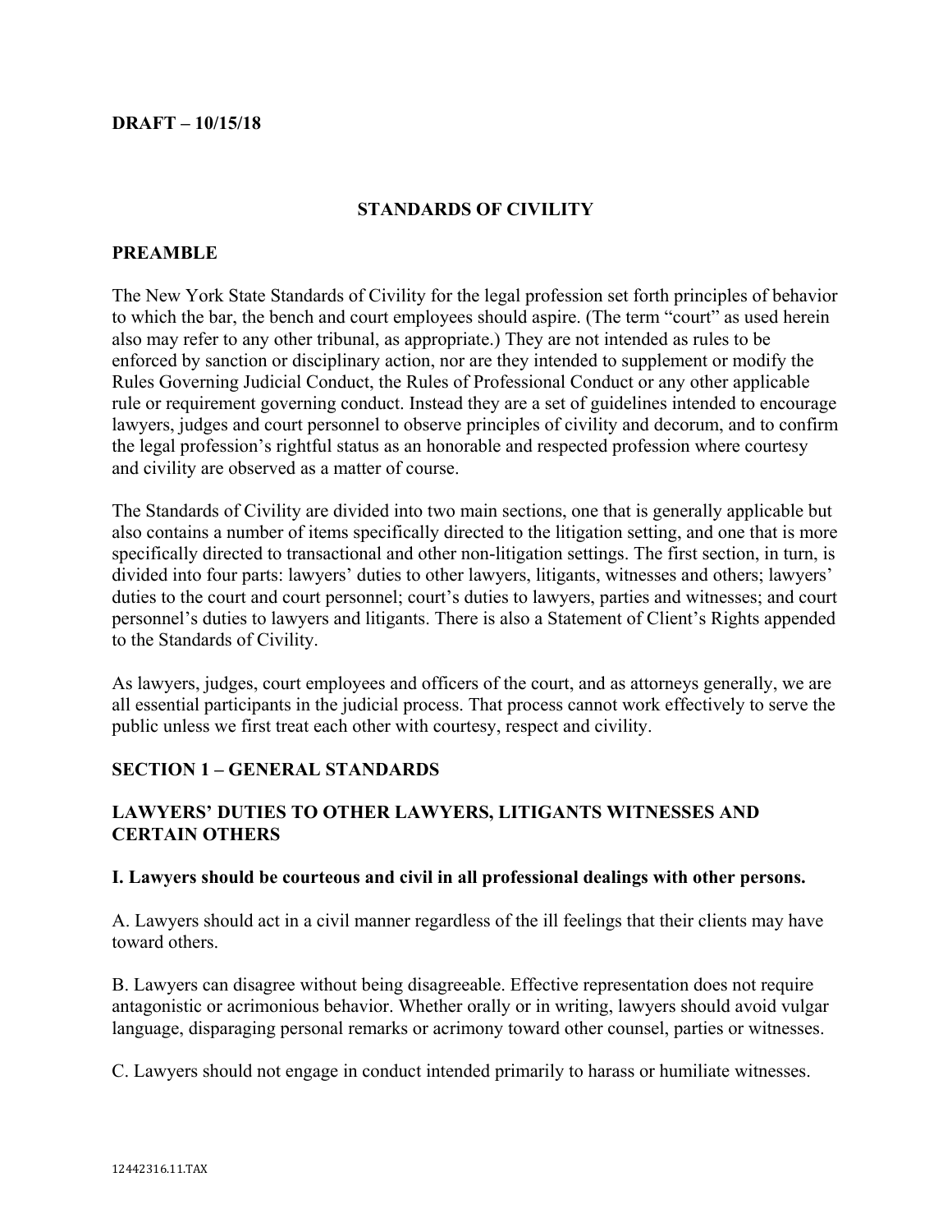**DRAFT – 10/15/18**

# STANDARDS OF CIVILITY

## PREAMBLE

The New York State Standards of Civility for the legal profession set forth principles of behavior to which the bar, the bench and court employees should aspire. (The term "court" as used herein also may refer to any other tribunal, as appropriate.) They are not intended as rules to be enforced by sanction or disciplinary action, nor are they intended to supplement or modify the Rules Governing Judicial Conduct, the Rules of Professional Conduct or any other applicable rule or requirement governing conduct. Instead they are a set of guidelines intended to encourage lawyers, judges and court personnel to observe principles of civility and decorum, and to confirm the legal profession's rightful status as an honorable and respected profession where courtesy and civility are observed as a matter of course.

The Standards of Civility are divided into two main sections, one that is generally applicable but also contains a number of items specifically directed to the litigation setting, and one that is more specifically directed to transactional and other non-litigation settings. The first section, in turn, is divided into four parts: lawyers' duties to other lawyers, litigants, witnesses and others; lawyers' duties to the court and court personnel; court's duties to lawyers, parties and witnesses; and court personnel's duties to lawyers and litigants. There is also a Statement of Client's Rights appended to the Standards of Civility.

As lawyers, judges, court employees and officers of the court, and as attorneys generally, we are all essential participants in the judicial process. That process cannot work effectively to serve the public unless we first treat each other with courtesy, respect and civility.

## SECTION 1 – GENERAL STANDARDS

### LAWYERS' DUTIES TO OTHER LAWYERS, LITIGANTS WITNESSES AND CERTAIN OTHERS

**I. Lawyers should be courteous and civil in all professional dealings with other persons.**

A. Lawyers should act in a civil manner regardless of the ill feelings that their clients may have toward others.

B. Lawyers can disagree without being disagreeable. Effective representation does not require antagonistic or acrimonious behavior. Whether orally or in writing, lawyers should avoid vulgar language, disparaging personal remarks or acrimony toward other counsel, parties or witnesses.

C. Lawyers should not engage in conduct intended primarily to harass or humiliate witnesses.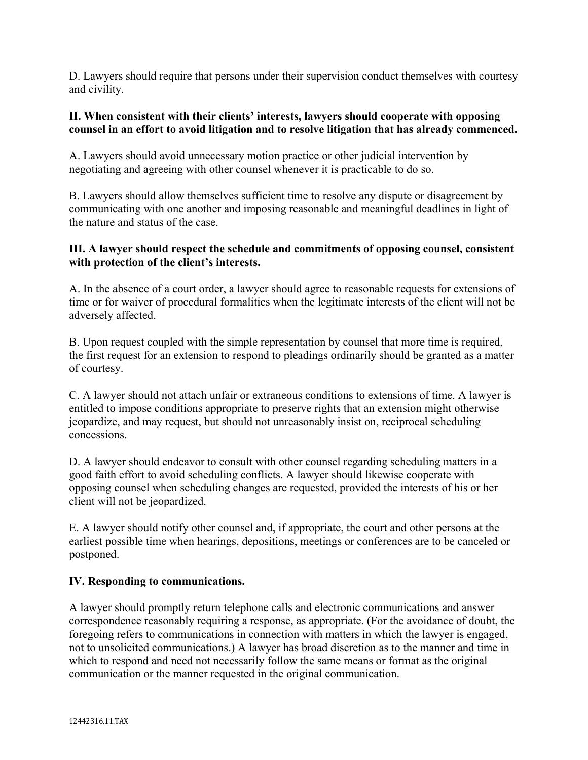D. Lawyers should require that persons under their supervision conduct themselves with courtesy and civility.

**II. When consistent with their clients' interests, lawyers should cooperate with opposing counsel in an effort to avoid litigation and to resolve litigation that has already commenced.**

A. Lawyers should avoid unnecessary motion practice or other judicial intervention by negotiating and agreeing with other counsel whenever it is practicable to do so.

B. Lawyers should allow themselves sufficient time to resolve any dispute or disagreement by communicating with one another and imposing reasonable and meaningful deadlines in light of the nature and status of the case.

**III. A lawyer should respect the schedule and commitments of opposing counsel, consistent with protection of the client's interests.**

A. In the absence of a court order, a lawyer should agree to reasonable requests for extensions of time or for waiver of procedural formalities when the legitimate interests of the client will not be adversely affected.

B. Upon request coupled with the simple representation by counsel that more time is required, the first request for an extension to respond to pleadings ordinarily should be granted as a matter of courtesy.

C. A lawyer should not attach unfair or extraneous conditions to extensions of time. A lawyer is entitled to impose conditions appropriate to preserve rights that an extension might otherwise jeopardize, and may request, but should not unreasonably insist on, reciprocal scheduling concessions.

D. A lawyer should endeavor to consult with other counsel regarding scheduling matters in a good faith effort to avoid scheduling conflicts. A lawyer should likewise cooperate with opposing counsel when scheduling changes are requested, provided the interests of his or her client will not be jeopardized.

E. A lawyer should notify other counsel and, if appropriate, the court and other persons at the earliest possible time when hearings, depositions, meetings or conferences are to be canceled or postponed.

**IV. Responding to communications.**

A lawyer should promptly return telephone calls and electronic communications and answer correspondence reasonably requiring a response, as appropriate. (For the avoidance of doubt, the foregoing refers to communications in connection with matters in which the lawyer is engaged, not to unsolicited communications.) A lawyer has broad discretion as to the manner and time in which to respond and need not necessarily follow the same means or format as the original communication or the manner requested in the original communication.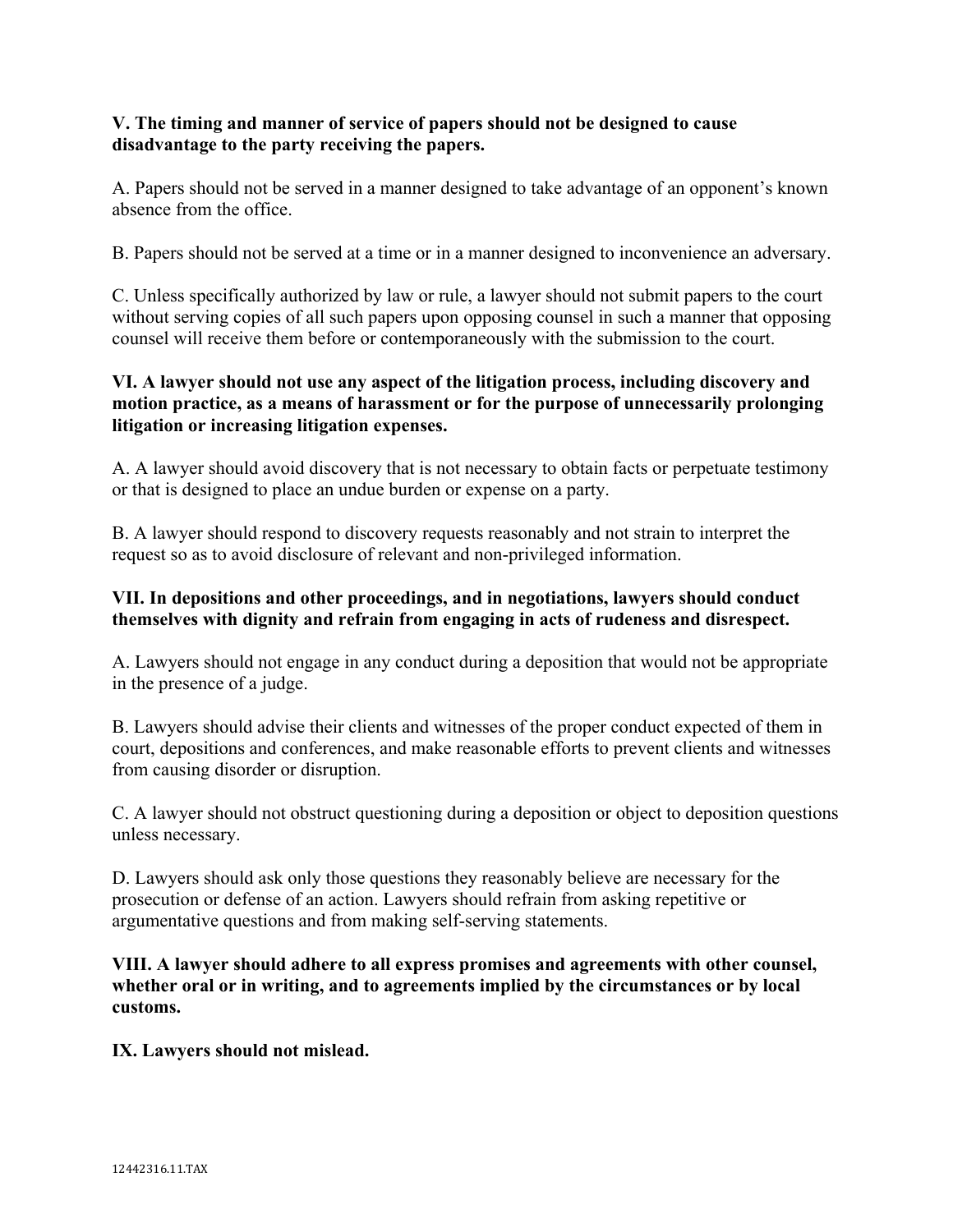**V. The timing and manner of service of papers should not be designed to cause disadvantage to the party receiving the papers.**

A. Papers should not be served in a manner designed to take advantage of an opponent's known absence from the office.

B. Papers should not be served at a time or in a manner designed to inconvenience an adversary.

C. Unless specifically authorized by law or rule, a lawyer should not submit papers to the court without serving copies of all such papers upon opposing counsel in such a manner that opposing counsel will receive them before or contemporaneously with the submission to the court.

**VI. A lawyer should not use any aspect of the litigation process, including discovery and motion practice, as a means of harassment or for the purpose of unnecessarily prolonging litigation or increasing litigation expenses.**

A. A lawyer should avoid discovery that is not necessary to obtain facts or perpetuate testimony or that is designed to place an undue burden or expense on a party.

B. A lawyer should respond to discovery requests reasonably and not strain to interpret the request so as to avoid disclosure of relevant and non-privileged information.

**VII. In depositions and other proceedings, and in negotiations, lawyers should conduct themselves with dignity and refrain from engaging in acts of rudeness and disrespect.**

A. Lawyers should not engage in any conduct during a deposition that would not be appropriate in the presence of a judge.

B. Lawyers should advise their clients and witnesses of the proper conduct expected of them in court, depositions and conferences, and make reasonable efforts to prevent clients and witnesses from causing disorder or disruption.

C. A lawyer should not obstruct questioning during a deposition or object to deposition questions unless necessary.

D. Lawyers should ask only those questions they reasonably believe are necessary for the prosecution or defense of an action. Lawyers should refrain from asking repetitive or argumentative questions and from making self-serving statements.

**VIII. A lawyer should adhere to all express promises and agreements with other counsel, whether oral or in writing, and to agreements implied by the circumstances or by local customs.**

**IX. Lawyers should not mislead.**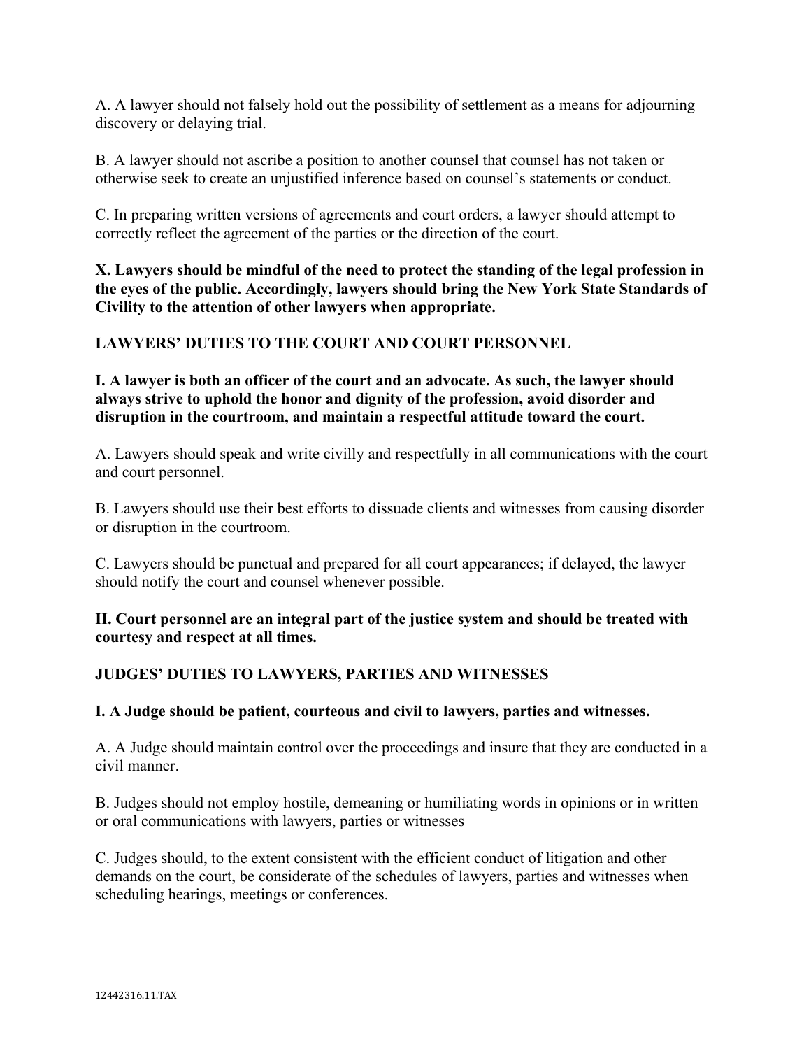A. A lawyer should not falsely hold out the possibility of settlement as a means for adjourning discovery or delaying trial.

B. A lawyer should not ascribe a position to another counsel that counsel has not taken or otherwise seek to create an unjustified inference based on counsel's statements or conduct.

C. In preparing written versions of agreements and court orders, a lawyer should attempt to correctly reflect the agreement of the parties or the direction of the court.

**X. Lawyers should be mindful of the need to protect the standing of the legal profession in the eyes of the public. Accordingly, lawyers should bring the New York State Standards of Civility to the attention of other lawyers when appropriate.**

## LAWYERS' DUTIES TO THE COURT AND COURT PERSONNEL

**I. A lawyer is both an officer of the court and an advocate. As such, the lawyer should always strive to uphold the honor and dignity of the profession, avoid disorder and disruption in the courtroom, and maintain a respectful attitude toward the court.**

A. Lawyers should speak and write civilly and respectfully in all communications with the court and court personnel.

B. Lawyers should use their best efforts to dissuade clients and witnesses from causing disorder or disruption in the courtroom.

C. Lawyers should be punctual and prepared for all court appearances; if delayed, the lawyer should notify the court and counsel whenever possible.

**II. Court personnel are an integral part of the justice system and should be treated with courtesy and respect at all times.**

## JUDGES' DUTIES TO LAWYERS, PARTIES AND WITNESSES

**I. A Judge should be patient, courteous and civil to lawyers, parties and witnesses.**

A. A Judge should maintain control over the proceedings and insure that they are conducted in a civil manner.

B. Judges should not employ hostile, demeaning or humiliating words in opinions or in written or oral communications with lawyers, parties or witnesses

C. Judges should, to the extent consistent with the efficient conduct of litigation and other demands on the court, be considerate of the schedules of lawyers, parties and witnesses when scheduling hearings, meetings or conferences.

12442316.11.TAX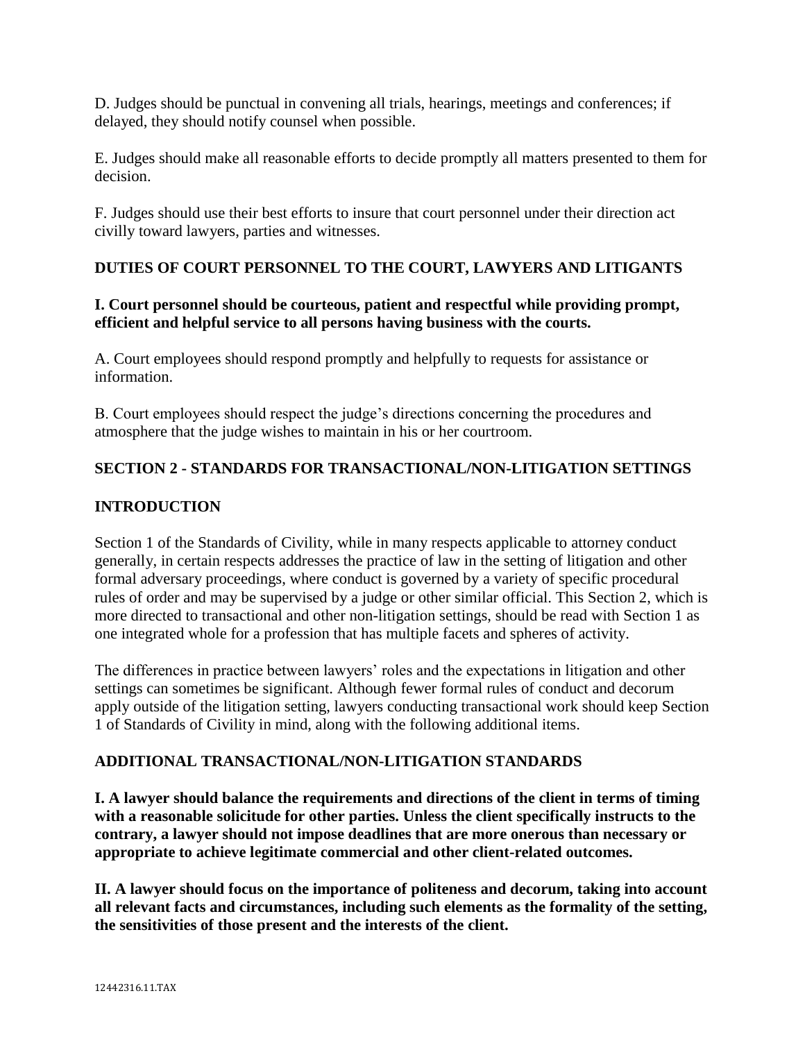D. Judges should be punctual in convening all trials, hearings, meetings and conferences; if delayed, they should notify counsel when possible.

E. Judges should make all reasonable efforts to decide promptly all matters presented to them for decision.

F. Judges should use their best efforts to insure that court personnel under their direction act civilly toward lawyers, parties and witnesses.

### DUTIES OF COURT PERSONNEL TO THE COURT, LAWYERS AND LITIGANTS

**I. Court personnel should be courteous, patient and respectful while providing prompt, efficient and helpful service to all persons having business with the courts.**

A. Court employees should respond promptly and helpfully to requests for assistance or information.

B. Court employees should respect the judge's directions concerning the procedures and atmosphere that the judge wishes to maintain in his or her courtroom.

## SECTION 2 - STANDARDS FOR TRANSACTIONAL/NON-LITIGATION SETTINGS

### INTRODUCTION

Section 1 of the Standards of Civility, while in many respects applicable to attorney conduct generally, in certain respects addresses the practice of law in the setting of litigation and other formal adversary proceedings, where conduct is governed by a variety of specific procedural rules of order and may be supervised by a judge or other similar official. This Section 2, which is more directed to transactional and other non-litigation settings, should be read with Section 1 as one integrated whole for a profession that has multiple facets and spheres of activity.

The differences in practice between lawyers' roles and the expectations in litigation and other settings can sometimes be significant. Although fewer formal rules of conduct and decorum apply outside of the litigation setting, lawyers conducting transactional work should keep Section 1 of Standards of Civility in mind, along with the following additional items.

### ADDITIONAL TRANSACTIONAL/NON-LITIGATION STANDARDS

**I. A lawyer should balance the requirements and directions of the client in terms of timing with a reasonable solicitude for other parties. Unless the client specifically instructs to the contrary, a lawyer should not impose deadlines that are more onerous than necessary or appropriate to achieve legitimate commercial and other client-related outcomes.**

**II. A lawyer should focus on the importance of politeness and decorum, taking into account all relevant facts and circumstances, including such elements as the formality of the setting, the sensitivities of those present and the interests of the client.**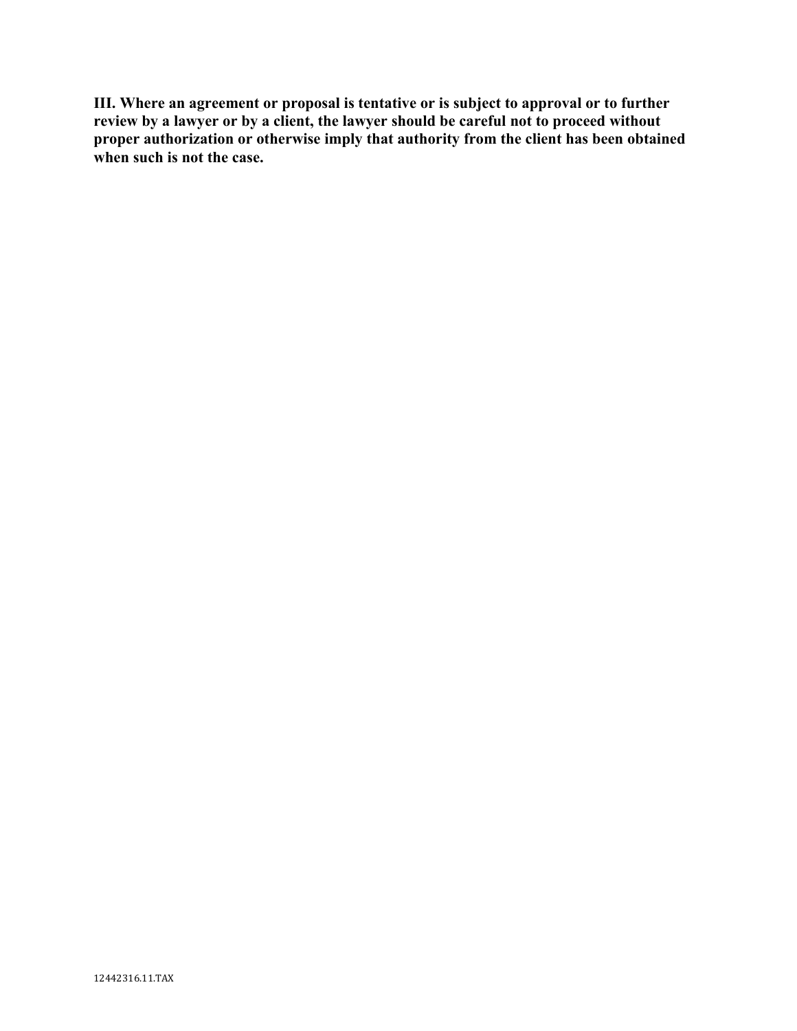**III. Where an agreement or proposal is tentative or is subject to approval or to further review by a lawyer or by a client, the lawyer should be careful not to proceed without proper authorization or otherwise imply that authority from the client has been obtained when such is not the case.**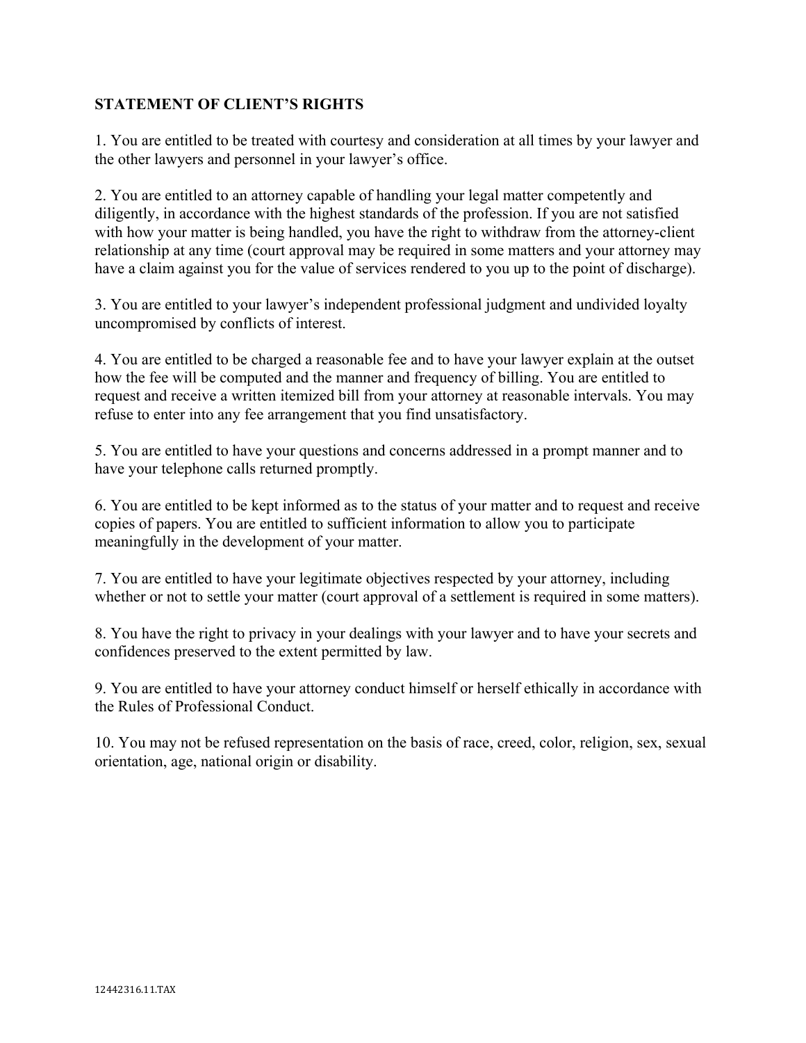## STATEMENT OF CLIENT'S RIGHTS

1. You are entitled to be treated with courtesy and consideration at all times by your lawyer and the other lawyers and personnel in your lawyer's office.

2. You are entitled to an attorney capable of handling your legal matter competently and diligently, in accordance with the highest standards of the profession. If you are not satisfied with how your matter is being handled, you have the right to withdraw from the attorney-client relationship at any time (court approval may be required in some matters and your attorney may have a claim against you for the value of services rendered to you up to the point of discharge).

3. You are entitled to your lawyer's independent professional judgment and undivided loyalty uncompromised by conflicts of interest.

4. You are entitled to be charged a reasonable fee and to have your lawyer explain at the outset how the fee will be computed and the manner and frequency of billing. You are entitled to request and receive a written itemized bill from your attorney at reasonable intervals. You may refuse to enter into any fee arrangement that you find unsatisfactory.

5. You are entitled to have your questions and concerns addressed in a prompt manner and to have your telephone calls returned promptly.

6. You are entitled to be kept informed as to the status of your matter and to request and receive copies of papers. You are entitled to sufficient information to allow you to participate meaningfully in the development of your matter.

7. You are entitled to have your legitimate objectives respected by your attorney, including whether or not to settle your matter (court approval of a settlement is required in some matters).

8. You have the right to privacy in your dealings with your lawyer and to have your secrets and confidences preserved to the extent permitted by law.

9. You are entitled to have your attorney conduct himself or herself ethically in accordance with the Rules of Professional Conduct.

10. You may not be refused representation on the basis of race, creed, color, religion, sex, sexual orientation, age, national origin or disability.

12442316.11.TAX